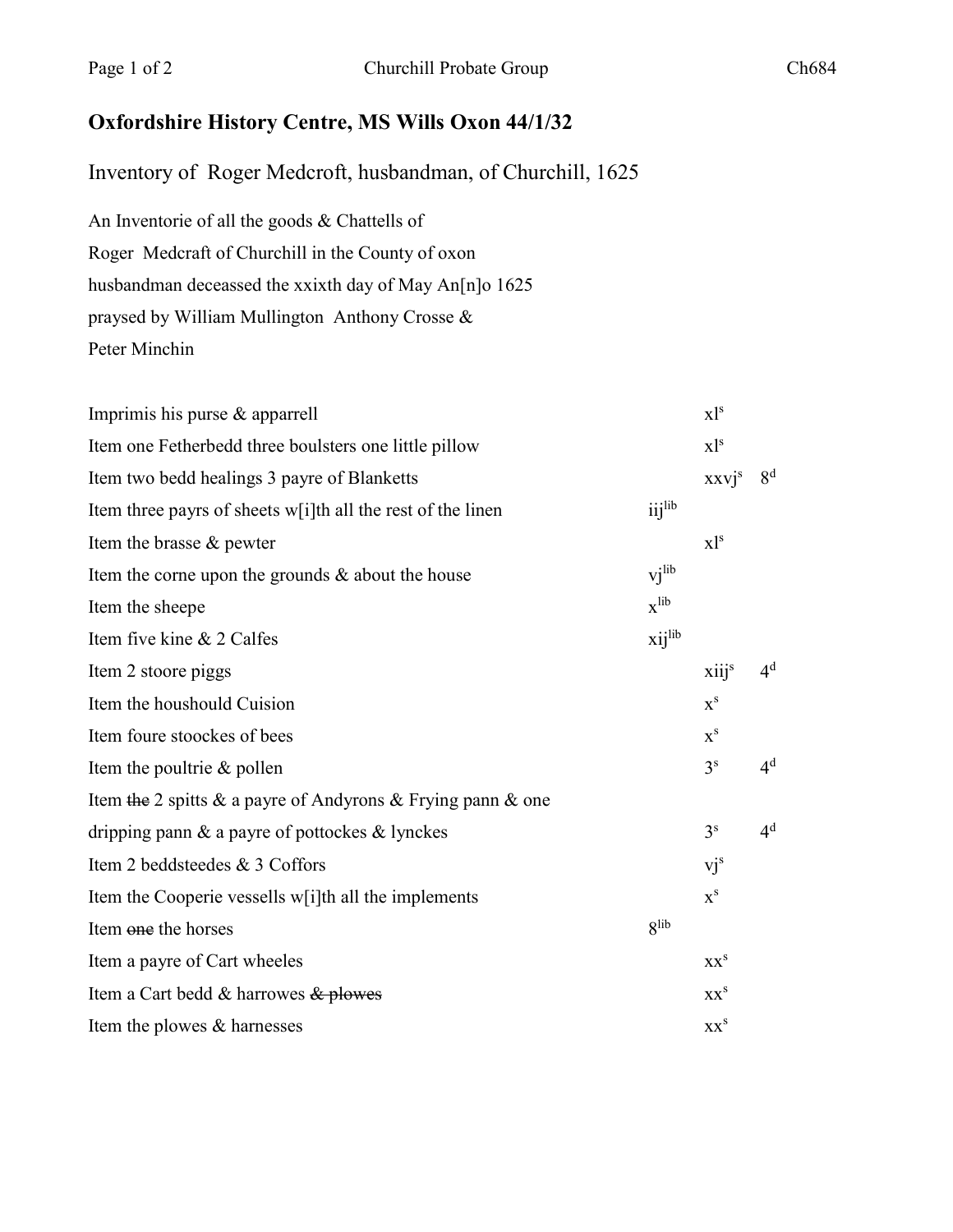## Oxfordshire History Centre, MS Wills Oxon 44/1/32

Inventory of Roger Medcroft, husbandman, of Churchill, 1625

An Inventorie of all the goods & Chattells of
Roger Medcraft of Churchill in the County of oxon
husbandman deceassed the xxixth day of May An[n]o 1625
praysed by William Mullington Anthony Crosse &
Peter Minchin

| | | | |
|---|---|---|---|
| Imprimis his purse & apparrell | | $xl^{s}$ | |
| Item one Fetherbedd three boulsters one little pillow | | $xl^{s}$ | |
| Item two bedd healings 3 payre of Blanketts | | $xxvj^{s}$ | $8^{d}$ |
| Item three payrs of sheets w[i]th all the rest of the linen | $iij^{lib}$ | | |
| Item the brasse & pewter | | $xl^{s}$ | |
| Item the corne upon the grounds & about the house | $vj^{lib}$ | | |
| Item the sheepe | $x^{lib}$ | | |
| Item five kine & 2 Calfes | $xij^{lib}$ | | |
| Item 2 stoore piggs | | $xiij^{s}$ | $4^{d}$ |
| Item the houshould Cuision | | $x^{s}$ | |
| Item foure stoockes of bees | | $x^{s}$ | |
| Item the poultrie & pollen | | $3^{s}$ | $4^{d}$ |
| Item ~~the~~ 2 spitts & a payre of Andyrons & Frying pann & one dripping pann & a payre of pottockes & lynckes | | $3^{s}$ | $4^{d}$ |
| Item 2 beddsteedes & 3 Coffors | | $vj^{s}$ | |
| Item the Cooperie vessells w[i]th all the implements | | $x^{s}$ | |
| Item ~~one~~ the horses | $8^{lib}$ | | |
| Item a payre of Cart wheeles | | $xx^{s}$ | |
| Item a Cart bedd & harrowes ~~& plowes~~ | | $xx^{s}$ | |
| Item the plowes & harnesses | | $xx^{s}$ | |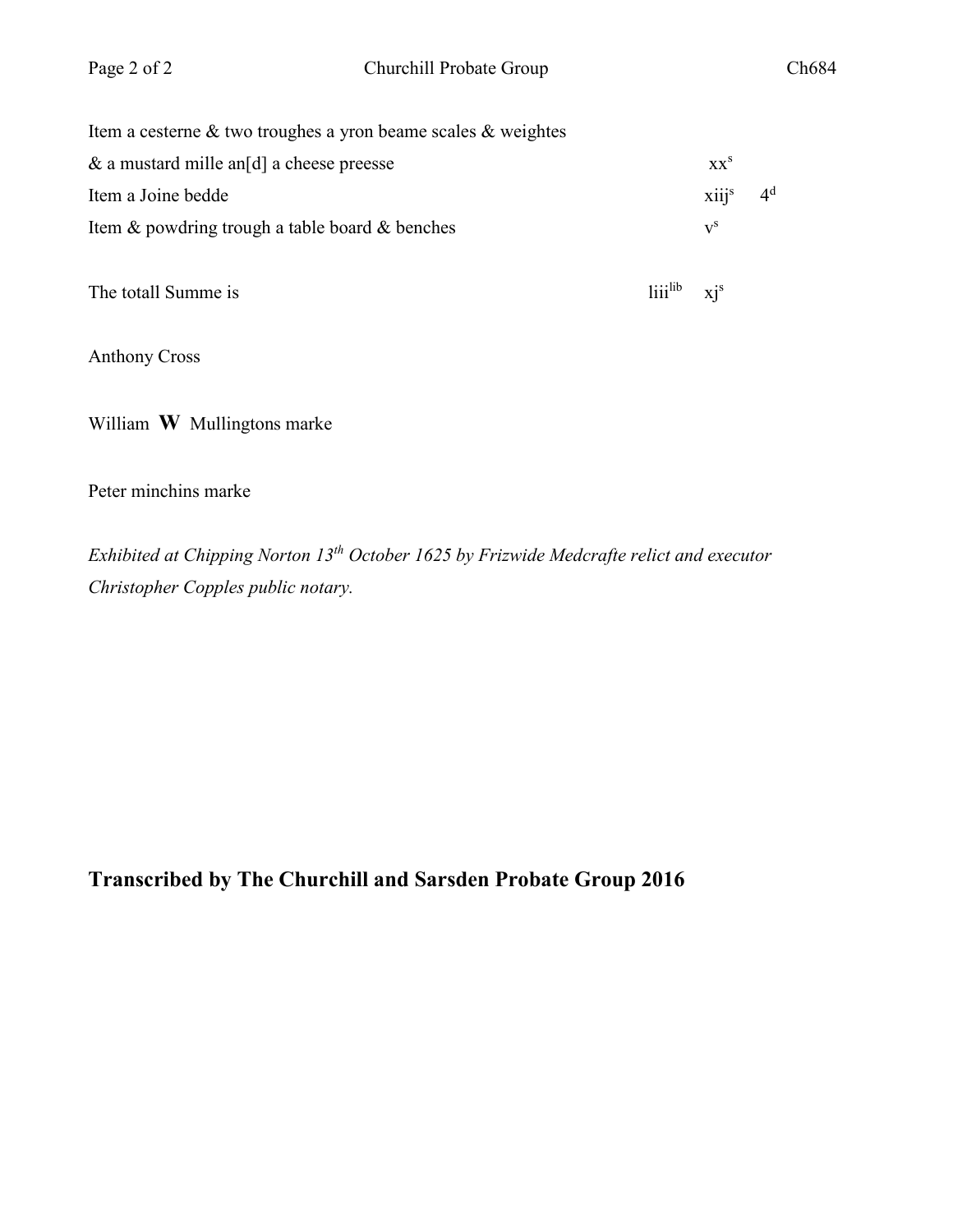| | | | |
|---|---|---|---|
| Item a cesterne & two troughes a yron beame scales & weightes | | | |
| & a mustard mille an[d] a cheese preesse | | xx$^{s}$ | |
| Item a Joine bedde | | xiij$^{s}$ | 4$^{d}$ |
| Item & powdring trough a table board & benches | | v$^{s}$ | |
| | | | |
| The totall Summe is | liii$^{lib}$ | xj$^{s}$ | |

Anthony Cross

William **W** Mullingtons marke

Peter minchins marke

*Exhibited at Chipping Norton 13th October 1625 by Frizwide Medcrafte relict and executor Christopher Copples public notary.*

**Transcribed by The Churchill and Sarsden Probate Group 2016**